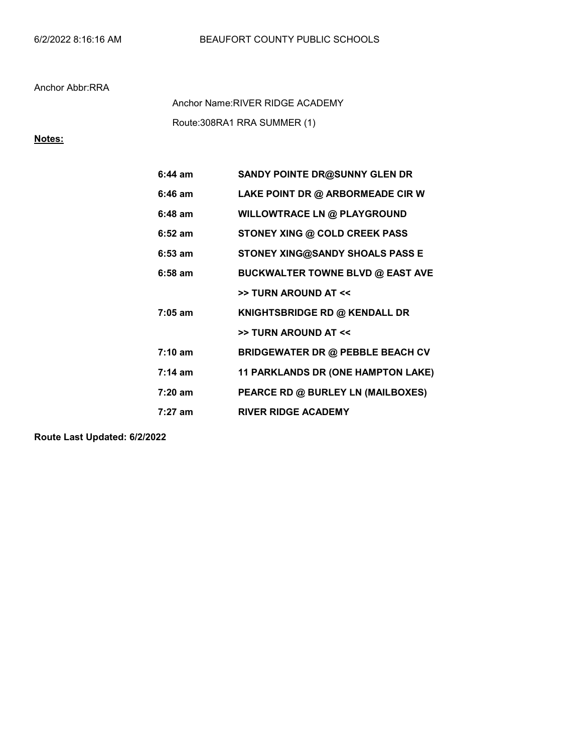6/2/2022 8:16:16 AM BEAUFORT COUNTY PUBLIC SCHOOLS

Anchor Abbr:RRA

Anchor Name:RIVER RIDGE ACADEMY

Route:308RA1 RRA SUMMER (1)

**Notes:**

| | |
|---|---|
| **6:44 am** | **SANDY POINTE DR@SUNNY GLEN DR** |
| **6:46 am** | **LAKE POINT DR @ ARBORMEADE CIR W** |
| **6:48 am** | **WILLOWTRACE LN @ PLAYGROUND** |
| **6:52 am** | **STONEY XING @ COLD CREEK PASS** |
| **6:53 am** | **STONEY XING@SANDY SHOALS PASS E** |
| **6:58 am** | **BUCKWALTER TOWNE BLVD @ EAST AVE** |
| | **>> TURN AROUND AT <<** |
| **7:05 am** | **KNIGHTSBRIDGE RD @ KENDALL DR** |
| | **>> TURN AROUND AT <<** |
| **7:10 am** | **BRIDGEWATER DR @ PEBBLE BEACH CV** |
| **7:14 am** | **11 PARKLANDS DR (ONE HAMPTON LAKE)** |
| **7:20 am** | **PEARCE RD @ BURLEY LN (MAILBOXES)** |
| **7:27 am** | **RIVER RIDGE ACADEMY** |

**Route Last Updated: 6/2/2022**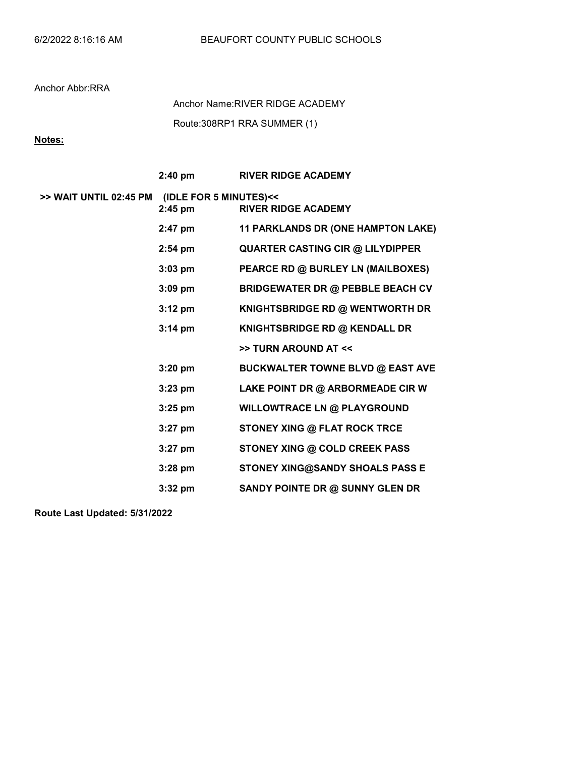Anchor Abbr:RRA

Anchor Name:RIVER RIDGE ACADEMY

Route:308RP1 RRA SUMMER (1)

**Notes:**

| | | |
|---|---|---|
| | **2:40 pm** | **RIVER RIDGE ACADEMY** |
| **>> WAIT UNTIL 02:45 PM (IDLE FOR 5 MINUTES)<<** | **2:45 pm** | **RIVER RIDGE ACADEMY** |
| | **2:47 pm** | **11 PARKLANDS DR (ONE HAMPTON LAKE)** |
| | **2:54 pm** | **QUARTER CASTING CIR @ LILYDIPPER** |
| | **3:03 pm** | **PEARCE RD @ BURLEY LN (MAILBOXES)** |
| | **3:09 pm** | **BRIDGEWATER DR @ PEBBLE BEACH CV** |
| | **3:12 pm** | **KNIGHTSBRIDGE RD @ WENTWORTH DR** |
| | **3:14 pm** | **KNIGHTSBRIDGE RD @ KENDALL DR** |
| | | **>> TURN AROUND AT <<** |
| | **3:20 pm** | **BUCKWALTER TOWNE BLVD @ EAST AVE** |
| | **3:23 pm** | **LAKE POINT DR @ ARBORMEADE CIR W** |
| | **3:25 pm** | **WILLOWTRACE LN @ PLAYGROUND** |
| | **3:27 pm** | **STONEY XING @ FLAT ROCK TRCE** |
| | **3:27 pm** | **STONEY XING @ COLD CREEK PASS** |
| | **3:28 pm** | **STONEY XING@SANDY SHOALS PASS E** |
| | **3:32 pm** | **SANDY POINTE DR @ SUNNY GLEN DR** |

**Route Last Updated: 5/31/2022**